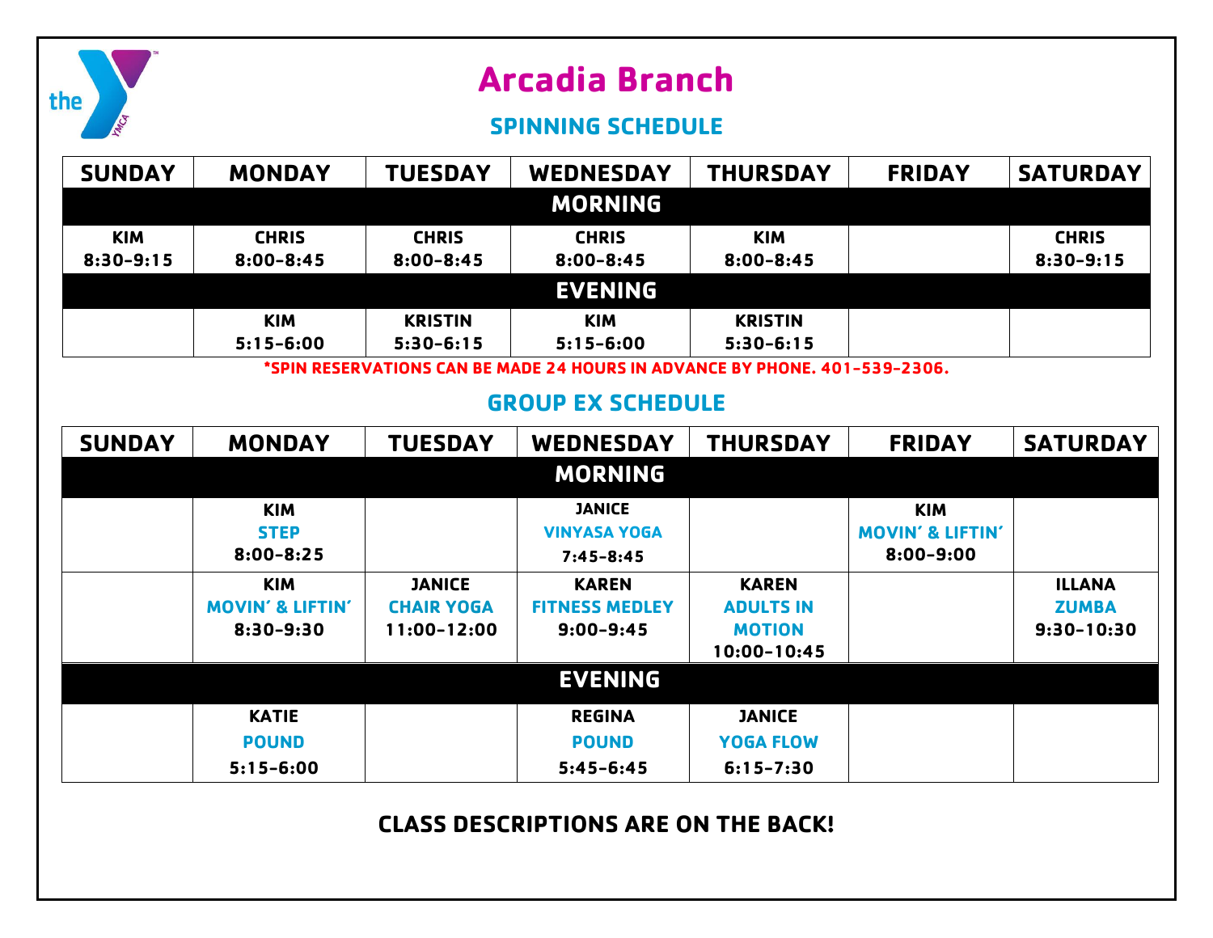# Arcadia Branch

## SPINNING SCHEDULE

| SUNDAY | MONDAY | TUESDAY | WEDNESDAY | THURSDAY | FRIDAY | SATURDAY |
|---|---|---|---|---|---|---|
| **MORNING** | | | | | | |
| KIM 8:30-9:15 | CHRIS 8:00-8:45 | CHRIS 8:00-8:45 | CHRIS 8:00-8:45 | KIM 8:00-8:45 | | CHRIS 8:30-9:15 |
| **EVENING** | | | | | | |
| | KIM 5:15-6:00 | KRISTIN 5:30-6:15 | KIM 5:15-6:00 | KRISTIN 5:30-6:15 | | |

*SPIN RESERVATIONS CAN BE MADE 24 HOURS IN ADVANCE BY PHONE. 401-539-2306.

## GROUP EX SCHEDULE

| SUNDAY | MONDAY | TUESDAY | WEDNESDAY | THURSDAY | FRIDAY | SATURDAY |
|---|---|---|---|---|---|---|
| **MORNING** | | | | | | |
| | KIM STEP 8:00-8:25 | | JANICE VINYASA YOGA 7:45-8:45 | | KIM MOVIN' & LIFTIN' 8:00-9:00 | |
| | KIM MOVIN' & LIFTIN' 8:30-9:30 | JANICE CHAIR YOGA 11:00-12:00 | KAREN FITNESS MEDLEY 9:00-9:45 | KAREN ADULTS IN MOTION 10:00-10:45 | | ILLANA ZUMBA 9:30-10:30 |
| **EVENING** | | | | | | |
| | KATIE POUND 5:15-6:00 | | REGINA POUND 5:45-6:45 | JANICE YOGA FLOW 6:15-7:30 | | |

**CLASS DESCRIPTIONS ARE ON THE BACK!**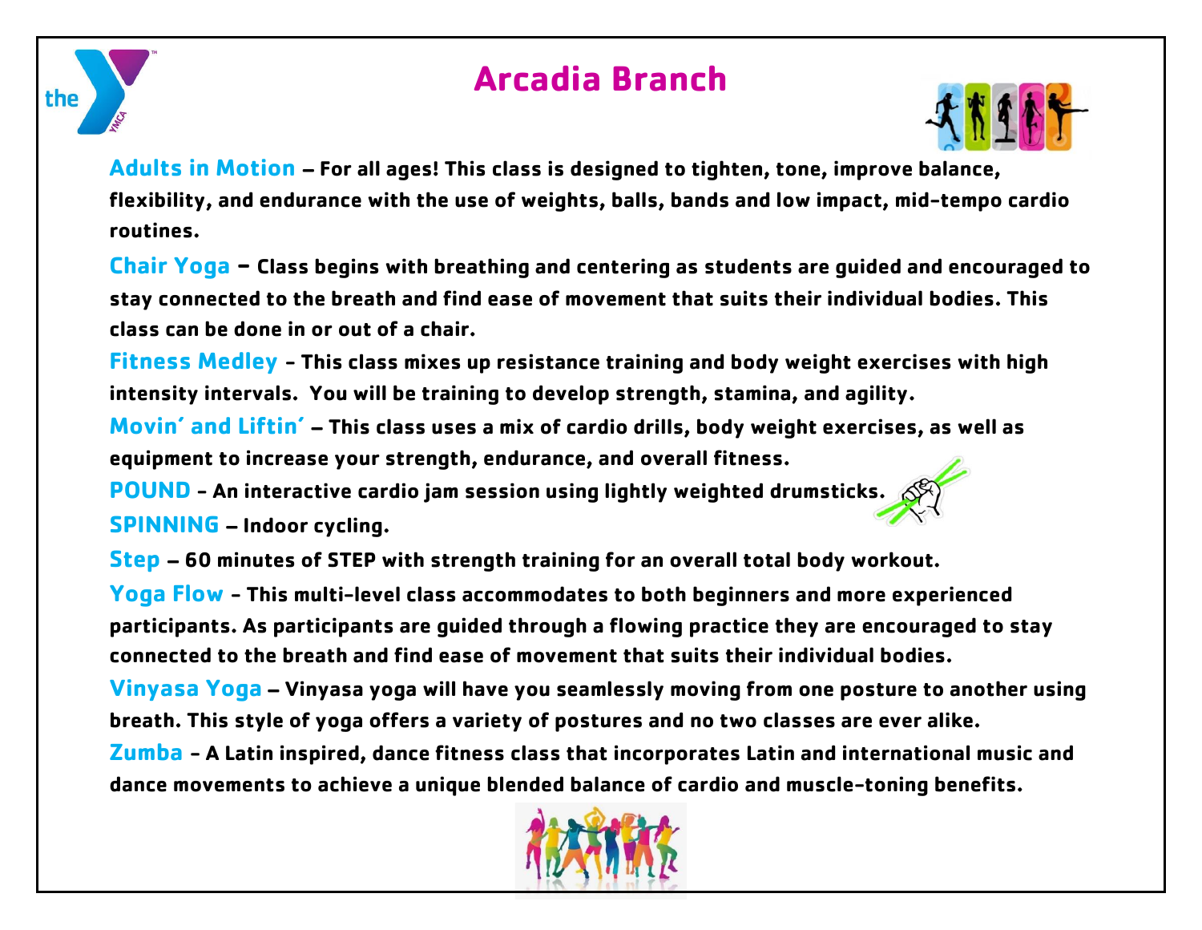# Arcadia Branch

**Adults in Motion** – For all ages! This class is designed to tighten, tone, improve balance, flexibility, and endurance with the use of weights, balls, bands and low impact, mid-tempo cardio routines.

**Chair Yoga** – Class begins with breathing and centering as students are guided and encouraged to stay connected to the breath and find ease of movement that suits their individual bodies. This class can be done in or out of a chair.

**Fitness Medley** - This class mixes up resistance training and body weight exercises with high intensity intervals. You will be training to develop strength, stamina, and agility.

**Movin' and Liftin'** – This class uses a mix of cardio drills, body weight exercises, as well as equipment to increase your strength, endurance, and overall fitness.

**POUND** - An interactive cardio jam session using lightly weighted drumsticks.

**SPINNING** – Indoor cycling.

**Step** – 60 minutes of STEP with strength training for an overall total body workout.

**Yoga Flow** - This multi-level class accommodates to both beginners and more experienced participants. As participants are guided through a flowing practice they are encouraged to stay connected to the breath and find ease of movement that suits their individual bodies.

**Vinyasa Yoga** – Vinyasa yoga will have you seamlessly moving from one posture to another using breath. This style of yoga offers a variety of postures and no two classes are ever alike.

**Zumba** - A Latin inspired, dance fitness class that incorporates Latin and international music and dance movements to achieve a unique blended balance of cardio and muscle-toning benefits.